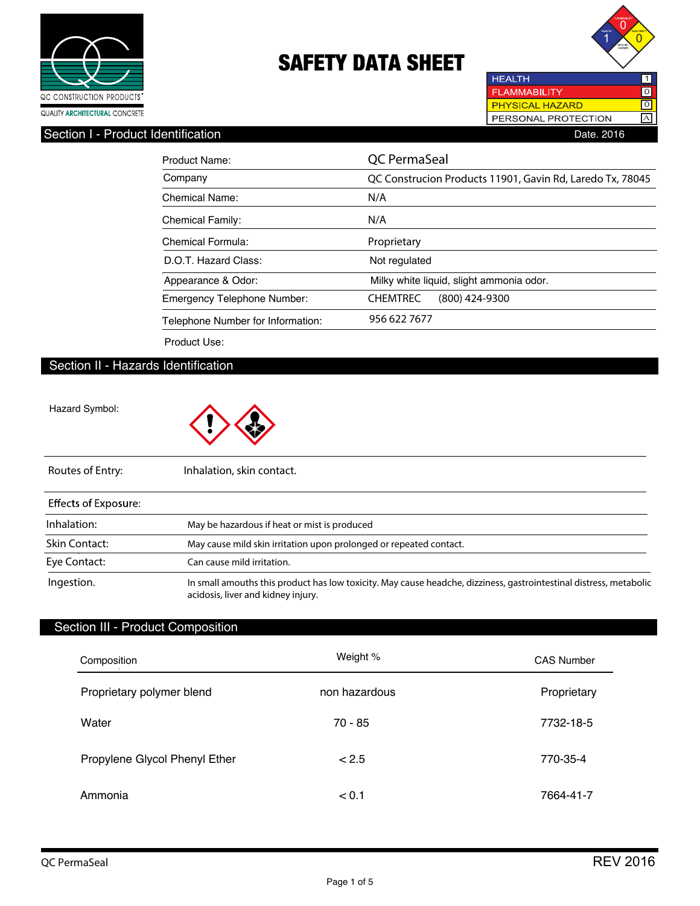QC CONSTRUCTION PRODUCTS

QUALITY ARCHITECTURAL CONCRETE

# SAFETY DATA SHEET

| HEALTH | 1 |
|---|---|
| FLAMMABILITY | 0 |
| PHYSICAL HAZARD | 0 |
| PERSONAL PROTECTION | A |

## Section I - Product Identification

Date. 2016

| | |
|---|---|
| Product Name: | QC PermaSeal |
| Company | QC Construcion Products 11901, Gavin Rd, Laredo Tx, 78045 |
| Chemical Name: | N/A |
| Chemical Family: | N/A |
| Chemical Formula: | Proprietary |
| D.O.T. Hazard Class: | Not regulated |
| Appearance & Odor: | Milky white liquid, slight ammonia odor. |
| Emergency Telephone Number: | CHEMTREC (800) 424-9300 |
| Telephone Number for Information: | 956 622 7677 |
| Product Use: | |

## Section II - Hazards Identification

Hazard Symbol:

| | |
|---|---|
| Routes of Entry: | Inhalation, skin contact. |
| **Effects of Exposure:** | |
| Inhalation: | May be hazardous if heat or mist is produced |
| Skin Contact: | May cause mild skin irritation upon prolonged or repeated contact. |
| Eye Contact: | Can cause mild irritation. |
| Ingestion. | In small amouths this product has low toxicity. May cause headche, dizziness, gastrointestinal distress, metabolic acidosis, liver and kidney injury. |

## Section III - Product Composition

| Composition | Weight % | CAS Number |
|---|---|---|
| Proprietary polymer blend | non hazardous | Proprietary |
| Water | 70 - 85 | 7732-18-5 |
| Propylene Glycol Phenyl Ether | < 2.5 | 770-35-4 |
| Ammonia | < 0.1 | 7664-41-7 |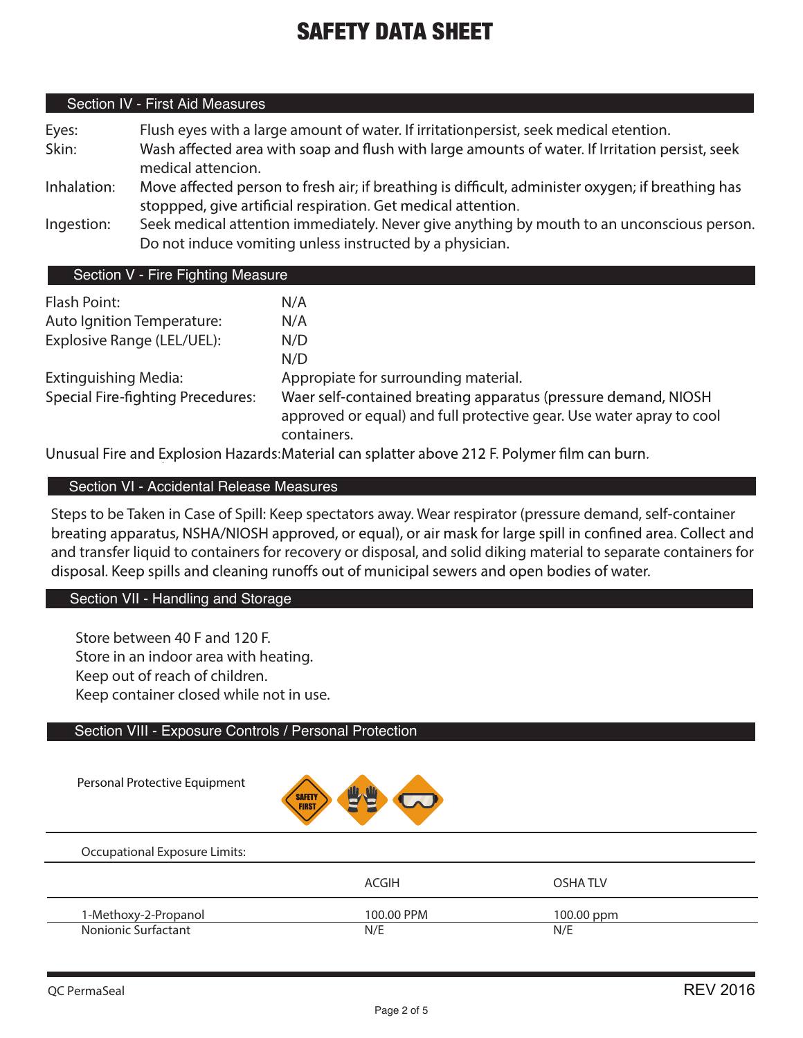# SAFETY DATA SHEET

## Section IV - First Aid Measures

| | |
|---|---|
| Eyes: | Flush eyes with a large amount of water. If irritationpersist, seek medical etention. |
| Skin: | Wash affected area with soap and flush with large amounts of water. If Irritation persist, seek medical attencion. |
| Inhalation: | Move affected person to fresh air; if breathing is difficult, administer oxygen; if breathing has stoppped, give artificial respiration. Get medical attention. |
| Ingestion: | Seek medical attention immediately. Never give anything by mouth to an unconscious person. Do not induce vomiting unless instructed by a physician. |

## Section V - Fire Fighting Measure

| | |
|---|---|
| Flash Point: | N/A |
| Auto Ignition Temperature: | N/A |
| Explosive Range (LEL/UEL): | N/D<br>N/D |
| Extinguishing Media: | Appropiate for surrounding material. |
| Special Fire-fighting Precedures: | Waer self-contained breating apparatus (pressure demand, NIOSH approved or equal) and full protective gear. Use water apray to cool containers. |

Unusual Fire and Explosion Hazards:Material can splatter above 212 F. Polymer film can burn.

## Section VI - Accidental Release Measures

Steps to be Taken in Case of Spill: Keep spectators away. Wear respirator (pressure demand, self-container breating apparatus, NSHA/NIOSH approved, or equal), or air mask for large spill in confined area. Collect and and transfer liquid to containers for recovery or disposal, and solid diking material to separate containers for disposal. Keep spills and cleaning runoffs out of municipal sewers and open bodies of water.

## Section VII - Handling and Storage

Store between 40 F and 120 F.
Store in an indoor area with heating.
Keep out of reach of children.
Keep container closed while not in use.

## Section VIII - Exposure Controls / Personal Protection

Personal Protective Equipment

Occupational Exposure Limits:

| | ACGIH | OSHA TLV |
|---|---|---|
| 1-Methoxy-2-Propanol | 100.00 PPM | 100.00 ppm |
| Nonionic Surfactant | N/E | N/E |

QC PermaSeal REV 2016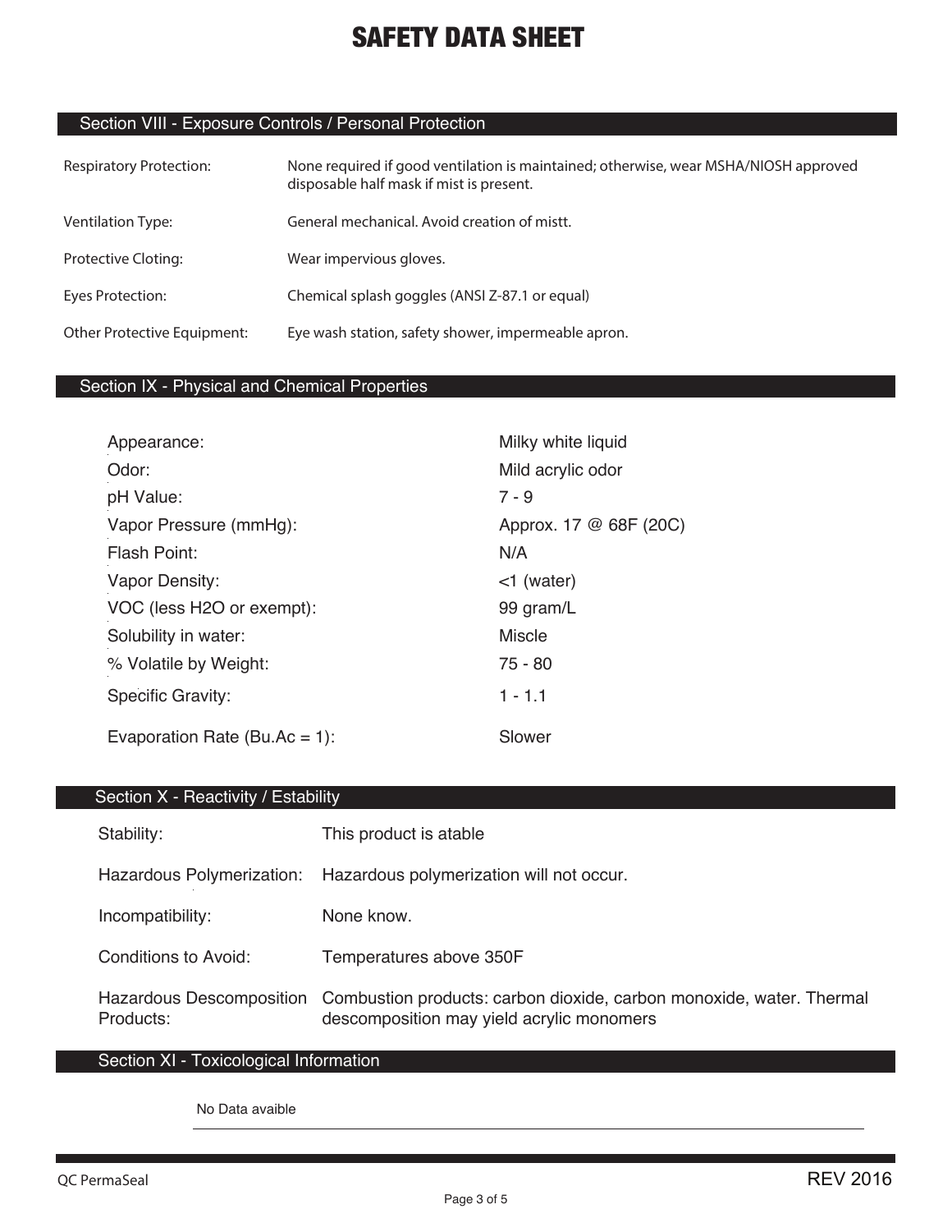# SAFETY DATA SHEET

## Section VIII - Exposure Controls / Personal Protection

| | |
|---|---|
| Respiratory Protection: | None required if good ventilation is maintained; otherwise, wear MSHA/NIOSH approved disposable half mask if mist is present. |
| Ventilation Type: | General mechanical. Avoid creation of mistt. |
| Protective Cloting: | Wear impervious gloves. |
| Eyes Protection: | Chemical splash goggles (ANSI Z-87.1 or equal) |
| Other Protective Equipment: | Eye wash station, safety shower, impermeable apron. |

## Section IX - Physical and Chemical Properties

| | |
|---|---|
| Appearance: | Milky white liquid |
| Odor: | Mild acrylic odor |
| pH Value: | 7 - 9 |
| Vapor Pressure (mmHg): | Approx. 17 @ 68F (20C) |
| Flash Point: | N/A |
| Vapor Density: | <1 (water) |
| VOC (less H2O or exempt): | 99 gram/L |
| Solubility in water: | Miscle |
| % Volatile by Weight: | 75 - 80 |
| Specific Gravity: | 1 - 1.1 |
| Evaporation Rate (Bu.Ac = 1): | Slower |

## Section X - Reactivity / Estability

| | |
|---|---|
| Stability: | This product is atable |
| Hazardous Polymerization: | Hazardous polymerization will not occur. |
| Incompatibility: | None know. |
| Conditions to Avoid: | Temperatures above 350F |
| Hazardous Descomposition Products: | Combustion products: carbon dioxide, carbon monoxide, water. Thermal descomposition may yield acrylic monomers |

## Section XI - Toxicological Information

No Data avaible

QC PermaSeal

REV 2016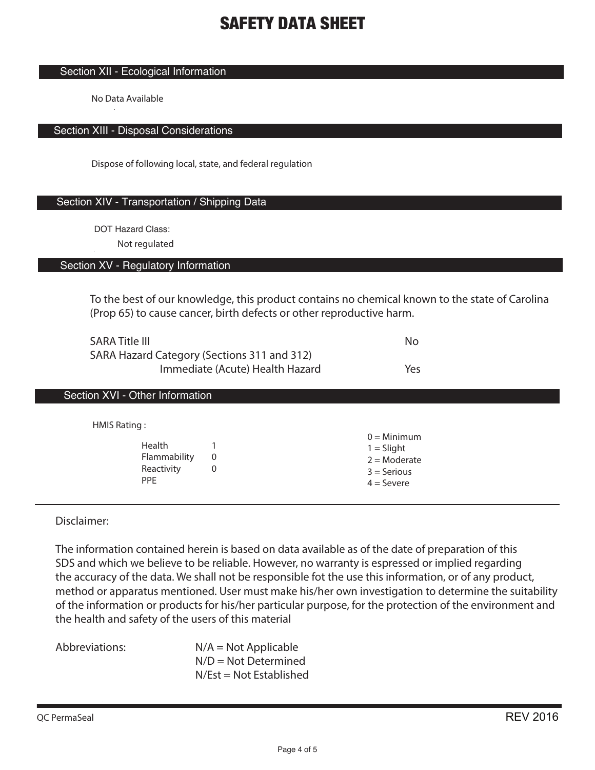# SAFETY DATA SHEET

## Section XII - Ecological Information

No Data Available

## Section XIII - Disposal Considerations

Dispose of following local, state, and federal regulation

## Section XIV - Transportation / Shipping Data

DOT Hazard Class:

Not regulated

## Section XV - Regulatory Information

To the best of our knowledge, this product contains no chemical known to the state of Carolina (Prop 65) to cause cancer, birth defects or other reproductive harm.

| | |
|---|---|
| SARA Title III | No |
| SARA Hazard Category (Sections 311 and 312) | |
| Immediate (Acute) Health Hazard | Yes |

## Section XVI - Other Information

HMIS Rating :

| | |
|---|---|
| Health | 1 |
| Flammability | 0 |
| Reactivity | 0 |
| PPE | |

0 = Minimum
1 = Slight
2 = Moderate
3 = Serious
4 = Severe

---

Disclaimer:

The information contained herein is based on data available as of the date of preparation of this SDS and which we believe to be reliable. However, no warranty is espressed or implied regarding the accuracy of the data. We shall not be responsible fot the use this information, or of any product, method or apparatus mentioned. User must make his/her own investigation to determine the suitability of the information or products for his/her particular purpose, for the protection of the environment and the health and safety of the users of this material

Abbreviations:

- N/A = Not Applicable
- N/D = Not Determined
- N/Est = Not Established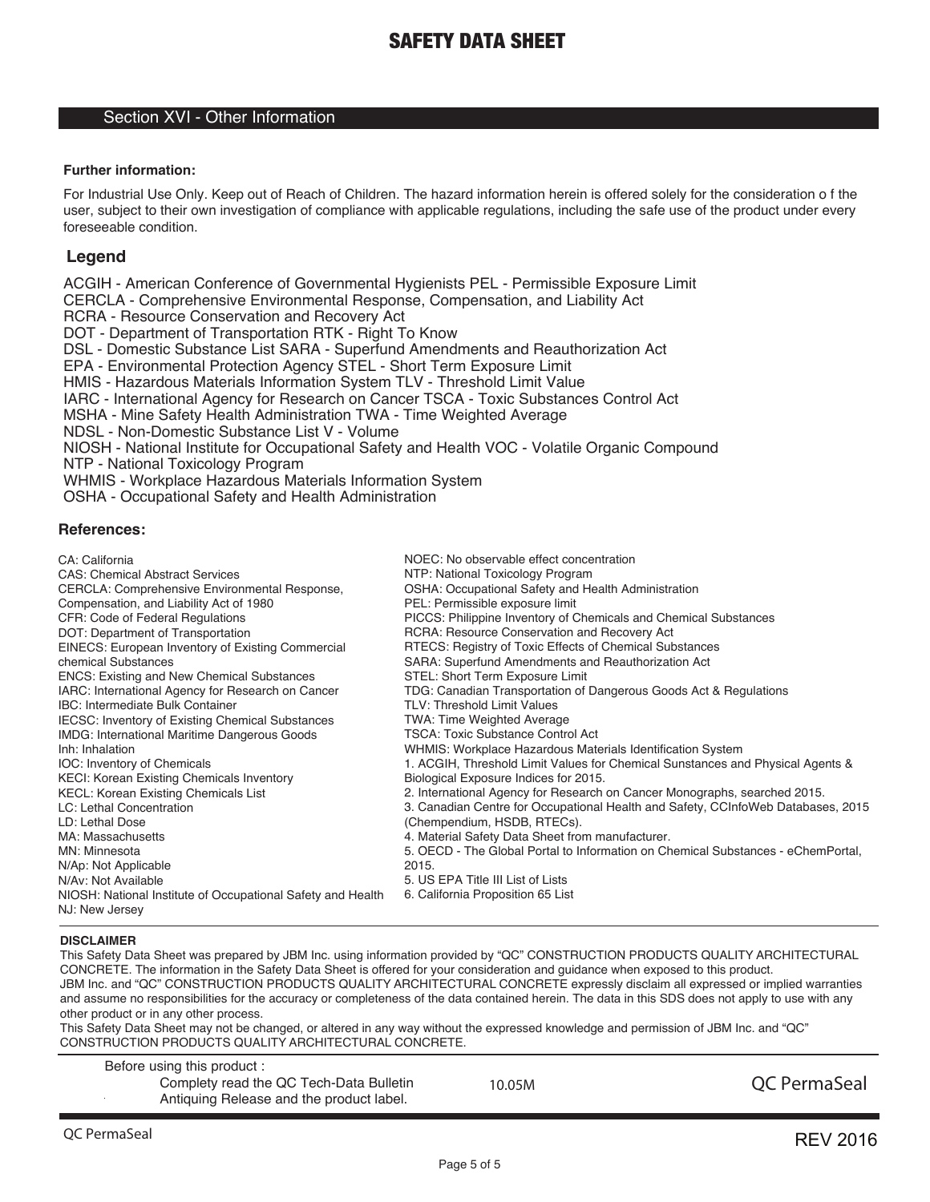# SAFETY DATA SHEET

## Section XVI - Other Information

**Further information:**

For Industrial Use Only. Keep out of Reach of Children. The hazard information herein is offered solely for the consideration o f the user, subject to their own investigation of compliance with applicable regulations, including the safe use of the product under every foreseeable condition.

### Legend

ACGIH - American Conference of Governmental Hygienists PEL - Permissible Exposure Limit
CERCLA - Comprehensive Environmental Response, Compensation, and Liability Act
RCRA - Resource Conservation and Recovery Act
DOT - Department of Transportation RTK - Right To Know
DSL - Domestic Substance List SARA - Superfund Amendments and Reauthorization Act
EPA - Environmental Protection Agency STEL - Short Term Exposure Limit
HMIS - Hazardous Materials Information System TLV - Threshold Limit Value
IARC - International Agency for Research on Cancer TSCA - Toxic Substances Control Act
MSHA - Mine Safety Health Administration TWA - Time Weighted Average
NDSL - Non-Domestic Substance List V - Volume
NIOSH - National Institute for Occupational Safety and Health VOC - Volatile Organic Compound
NTP - National Toxicology Program
WHMIS - Workplace Hazardous Materials Information System
OSHA - Occupational Safety and Health Administration

**References:**

CA: California
CAS: Chemical Abstract Services
CERCLA: Comprehensive Environmental Response, Compensation, and Liability Act of 1980
CFR: Code of Federal Regulations
DOT: Department of Transportation
EINECS: European Inventory of Existing Commercial chemical Substances
ENCS: Existing and New Chemical Substances
IARC: International Agency for Research on Cancer
IBC: Intermediate Bulk Container
IECSC: Inventory of Existing Chemical Substances
IMDG: International Maritime Dangerous Goods
Inh: Inhalation
IOC: Inventory of Chemicals
KECI: Korean Existing Chemicals Inventory
KECL: Korean Existing Chemicals List
LC: Lethal Concentration
LD: Lethal Dose
MA: Massachusetts
MN: Minnesota
N/Ap: Not Applicable
N/Av: Not Available
NIOSH: National Institute of Occupational Safety and Health
NJ: New Jersey
NOEC: No observable effect concentration
NTP: National Toxicology Program
OSHA: Occupational Safety and Health Administration
PEL: Permissible exposure limit
PICCS: Philippine Inventory of Chemicals and Chemical Substances
RCRA: Resource Conservation and Recovery Act
RTECS: Registry of Toxic Effects of Chemical Substances
SARA: Superfund Amendments and Reauthorization Act
STEL: Short Term Exposure Limit
TDG: Canadian Transportation of Dangerous Goods Act & Regulations
TLV: Threshold Limit Values
TWA: Time Weighted Average
TSCA: Toxic Substance Control Act
WHMIS: Workplace Hazardous Materials Identification System

1. ACGIH, Threshold Limit Values for Chemical Sunstances and Physical Agents & Biological Exposure Indices for 2015.
2. International Agency for Research on Cancer Monographs, searched 2015.
3. Canadian Centre for Occupational Health and Safety, CCInfoWeb Databases, 2015 (Chempendium, HSDB, RTECs).
4. Material Safety Data Sheet from manufacturer.
5. OECD - The Global Portal to Information on Chemical Substances - eChemPortal, 2015.
5. US EPA Title III List of Lists
6. California Proposition 65 List

**DISCLAIMER**

This Safety Data Sheet was prepared by JBM Inc. using information provided by "QC" CONSTRUCTION PRODUCTS QUALITY ARCHITECTURAL CONCRETE. The information in the Safety Data Sheet is offered for your consideration and guidance when exposed to this product. JBM Inc. and "QC" CONSTRUCTION PRODUCTS QUALITY ARCHITECTURAL CONCRETE expressly disclaim all expressed or implied warranties and assume no responsibilities for the accuracy or completeness of the data contained herein. The data in this SDS does not apply to use with any other product or in any other process.

This Safety Data Sheet may not be changed, or altered in any way without the expressed knowledge and permission of JBM Inc. and "QC" CONSTRUCTION PRODUCTS QUALITY ARCHITECTURAL CONCRETE.

Before using this product :
Complety read the QC Tech-Data Bulletin Antiquing Release and the product label.

10.05M

QC PermaSeal

QC PermaSeal

REV 2016